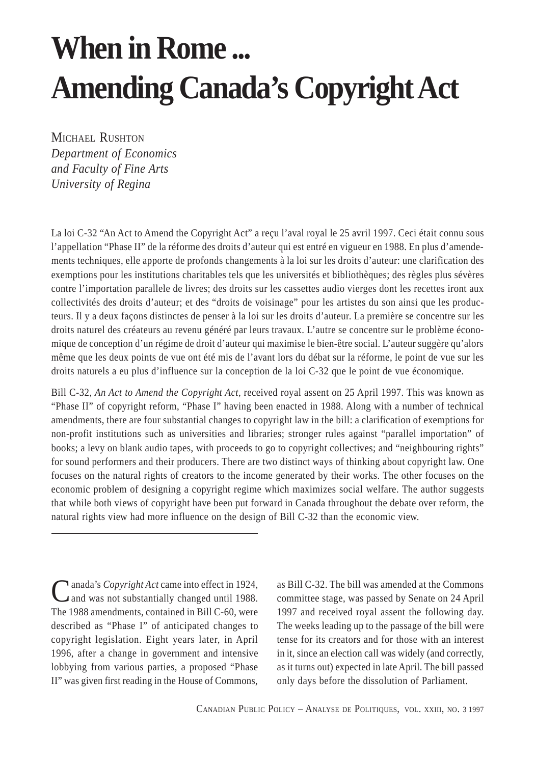# When in Rome ... Amending Canada's Copyright Act

MICHAEL RUSHTON
*Department of Economics and Faculty of Fine Arts University of Regina*

La loi C-32 "An Act to Amend the Copyright Act" a reçu l'aval royal le 25 avril 1997. Ceci était connu sous l'appellation "Phase II" de la réforme des droits d'auteur qui est entré en vigueur en 1988. En plus d'amendements techniques, elle apporte de profonds changements à la loi sur les droits d'auteur: une clarification des exemptions pour les institutions charitables tels que les universités et bibliothèques; des règles plus sévères contre l'importation parallele de livres; des droits sur les cassettes audio vierges dont les recettes iront aux collectivités des droits d'auteur; et des "droits de voisinage" pour les artistes du son ainsi que les producteurs. Il y a deux façons distinctes de penser à la loi sur les droits d'auteur. La première se concentre sur les droits naturel des créateurs au revenu généré par leurs travaux. L'autre se concentre sur le problème économique de conception d'un régime de droit d'auteur qui maximise le bien-être social. L'auteur suggère qu'alors même que les deux points de vue ont été mis de l'avant lors du débat sur la réforme, le point de vue sur les droits naturels a eu plus d'influence sur la conception de la loi C-32 que le point de vue économique.

Bill C-32, *An Act to Amend the Copyright Act*, received royal assent on 25 April 1997. This was known as "Phase II" of copyright reform, "Phase I" having been enacted in 1988. Along with a number of technical amendments, there are four substantial changes to copyright law in the bill: a clarification of exemptions for non-profit institutions such as universities and libraries; stronger rules against "parallel importation" of books; a levy on blank audio tapes, with proceeds to go to copyright collectives; and "neighbouring rights" for sound performers and their producers. There are two distinct ways of thinking about copyright law. One focuses on the natural rights of creators to the income generated by their works. The other focuses on the economic problem of designing a copyright regime which maximizes social welfare. The author suggests that while both views of copyright have been put forward in Canada throughout the debate over reform, the natural rights view had more influence on the design of Bill C-32 than the economic view.

---

Canada's *Copyright Act* came into effect in 1924, and was not substantially changed until 1988. The 1988 amendments, contained in Bill C-60, were described as "Phase I" of anticipated changes to copyright legislation. Eight years later, in April 1996, after a change in government and intensive lobbying from various parties, a proposed "Phase II" was given first reading in the House of Commons, as Bill C-32. The bill was amended at the Commons committee stage, was passed by Senate on 24 April 1997 and received royal assent the following day. The weeks leading up to the passage of the bill were tense for its creators and for those with an interest in it, since an election call was widely (and correctly, as it turns out) expected in late April. The bill passed only days before the dissolution of Parliament.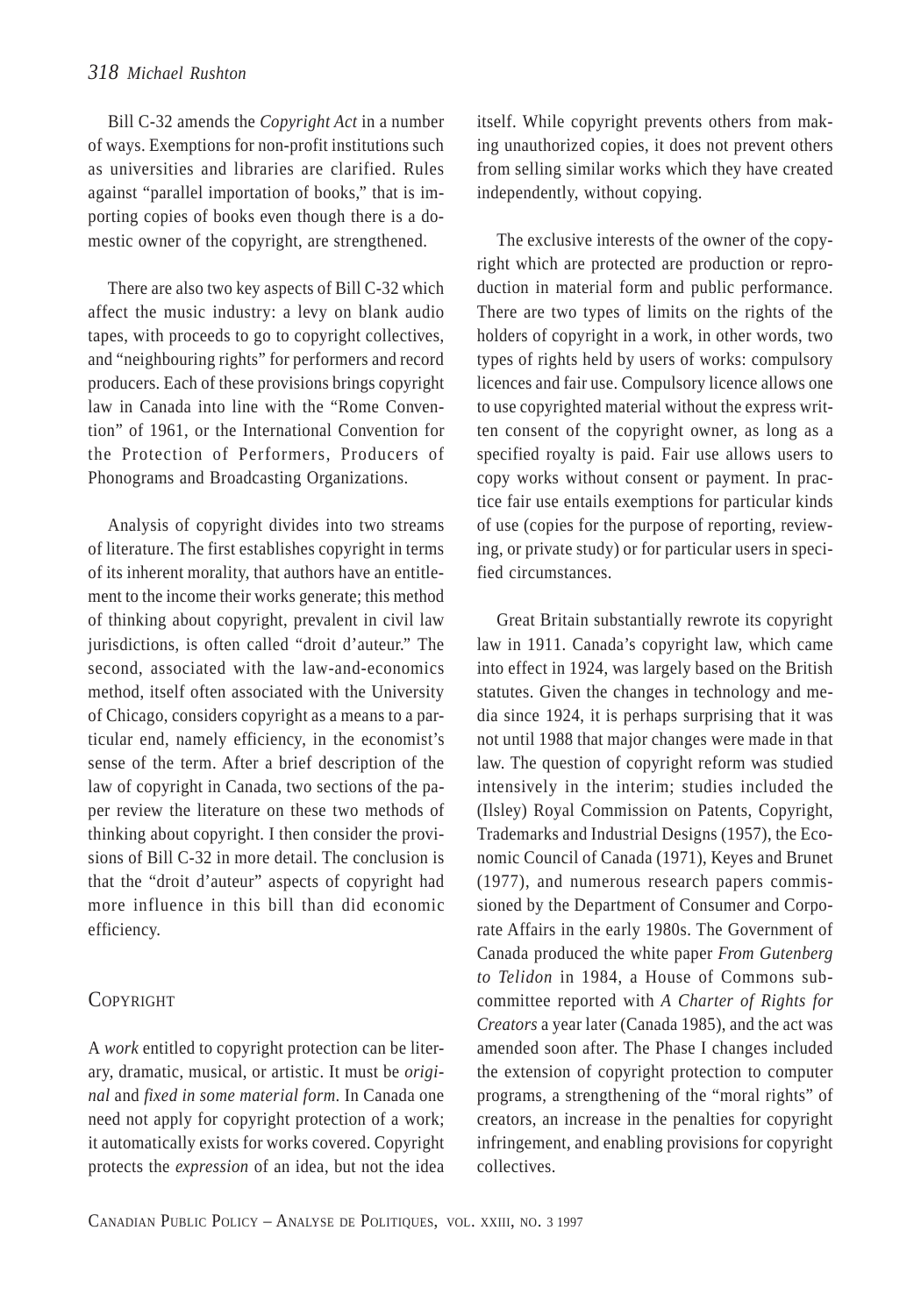Bill C-32 amends the *Copyright Act* in a number of ways. Exemptions for non-profit institutions such as universities and libraries are clarified. Rules against "parallel importation of books," that is importing copies of books even though there is a domestic owner of the copyright, are strengthened.

There are also two key aspects of Bill C-32 which affect the music industry: a levy on blank audio tapes, with proceeds to go to copyright collectives, and "neighbouring rights" for performers and record producers. Each of these provisions brings copyright law in Canada into line with the "Rome Convention" of 1961, or the International Convention for the Protection of Performers, Producers of Phonograms and Broadcasting Organizations.

Analysis of copyright divides into two streams of literature. The first establishes copyright in terms of its inherent morality, that authors have an entitlement to the income their works generate; this method of thinking about copyright, prevalent in civil law jurisdictions, is often called "droit d'auteur." The second, associated with the law-and-economics method, itself often associated with the University of Chicago, considers copyright as a means to a particular end, namely efficiency, in the economist's sense of the term. After a brief description of the law of copyright in Canada, two sections of the paper review the literature on these two methods of thinking about copyright. I then consider the provisions of Bill C-32 in more detail. The conclusion is that the "droit d'auteur" aspects of copyright had more influence in this bill than did economic efficiency.

## Copyright

A *work* entitled to copyright protection can be literary, dramatic, musical, or artistic. It must be *original* and *fixed in some material form*. In Canada one need not apply for copyright protection of a work; it automatically exists for works covered. Copyright protects the *expression* of an idea, but not the idea itself. While copyright prevents others from making unauthorized copies, it does not prevent others from selling similar works which they have created independently, without copying.

The exclusive interests of the owner of the copyright which are protected are production or reproduction in material form and public performance. There are two types of limits on the rights of the holders of copyright in a work, in other words, two types of rights held by users of works: compulsory licences and fair use. Compulsory licence allows one to use copyrighted material without the express written consent of the copyright owner, as long as a specified royalty is paid. Fair use allows users to copy works without consent or payment. In practice fair use entails exemptions for particular kinds of use (copies for the purpose of reporting, reviewing, or private study) or for particular users in specified circumstances.

Great Britain substantially rewrote its copyright law in 1911. Canada's copyright law, which came into effect in 1924, was largely based on the British statutes. Given the changes in technology and media since 1924, it is perhaps surprising that it was not until 1988 that major changes were made in that law. The question of copyright reform was studied intensively in the interim; studies included the (Ilsley) Royal Commission on Patents, Copyright, Trademarks and Industrial Designs (1957), the Economic Council of Canada (1971), Keyes and Brunet (1977), and numerous research papers commissioned by the Department of Consumer and Corporate Affairs in the early 1980s. The Government of Canada produced the white paper *From Gutenberg to Telidon* in 1984, a House of Commons subcommittee reported with *A Charter of Rights for Creators* a year later (Canada 1985), and the act was amended soon after. The Phase I changes included the extension of copyright protection to computer programs, a strengthening of the "moral rights" of creators, an increase in the penalties for copyright infringement, and enabling provisions for copyright collectives.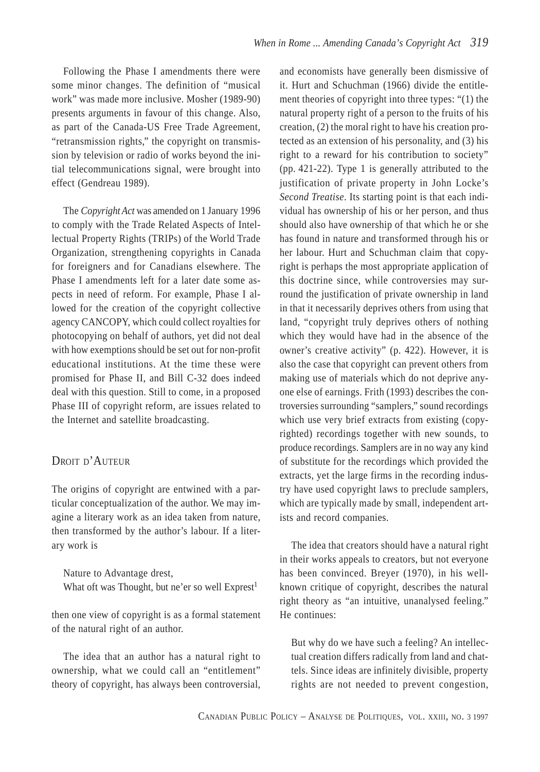Following the Phase I amendments there were some minor changes. The definition of "musical work" was made more inclusive. Mosher (1989-90) presents arguments in favour of this change. Also, as part of the Canada-US Free Trade Agreement, "retransmission rights," the copyright on transmission by television or radio of works beyond the initial telecommunications signal, were brought into effect (Gendreau 1989).

The *Copyright Act* was amended on 1 January 1996 to comply with the Trade Related Aspects of Intellectual Property Rights (TRIPs) of the World Trade Organization, strengthening copyrights in Canada for foreigners and for Canadians elsewhere. The Phase I amendments left for a later date some aspects in need of reform. For example, Phase I allowed for the creation of the copyright collective agency CANCOPY, which could collect royalties for photocopying on behalf of authors, yet did not deal with how exemptions should be set out for non-profit educational institutions. At the time these were promised for Phase II, and Bill C-32 does indeed deal with this question. Still to come, in a proposed Phase III of copyright reform, are issues related to the Internet and satellite broadcasting.

## Droit d'Auteur

The origins of copyright are entwined with a particular conceptualization of the author. We may imagine a literary work as an idea taken from nature, then transformed by the author's labour. If a literary work is

> Nature to Advantage drest,
> What oft was Thought, but ne'er so well Exprest[1]

then one view of copyright is as a formal statement of the natural right of an author.

The idea that an author has a natural right to ownership, what we could call an "entitlement" theory of copyright, has always been controversial, and economists have generally been dismissive of it. Hurt and Schuchman (1966) divide the entitlement theories of copyright into three types: "(1) the natural property right of a person to the fruits of his creation, (2) the moral right to have his creation protected as an extension of his personality, and (3) his right to a reward for his contribution to society" (pp. 421-22). Type 1 is generally attributed to the justification of private property in John Locke's *Second Treatise*. Its starting point is that each individual has ownership of his or her person, and thus should also have ownership of that which he or she has found in nature and transformed through his or her labour. Hurt and Schuchman claim that copyright is perhaps the most appropriate application of this doctrine since, while controversies may surround the justification of private ownership in land in that it necessarily deprives others from using that land, "copyright truly deprives others of nothing which they would have had in the absence of the owner's creative activity" (p. 422). However, it is also the case that copyright can prevent others from making use of materials which do not deprive anyone else of earnings. Frith (1993) describes the controversies surrounding "samplers," sound recordings which use very brief extracts from existing (copyrighted) recordings together with new sounds, to produce recordings. Samplers are in no way any kind of substitute for the recordings which provided the extracts, yet the large firms in the recording industry have used copyright laws to preclude samplers, which are typically made by small, independent artists and record companies.

The idea that creators should have a natural right in their works appeals to creators, but not everyone has been convinced. Breyer (1970), in his well-known critique of copyright, describes the natural right theory as "an intuitive, unanalysed feeling." He continues:

> But why do we have such a feeling? An intellectual creation differs radically from land and chattels. Since ideas are infinitely divisible, property rights are not needed to prevent congestion,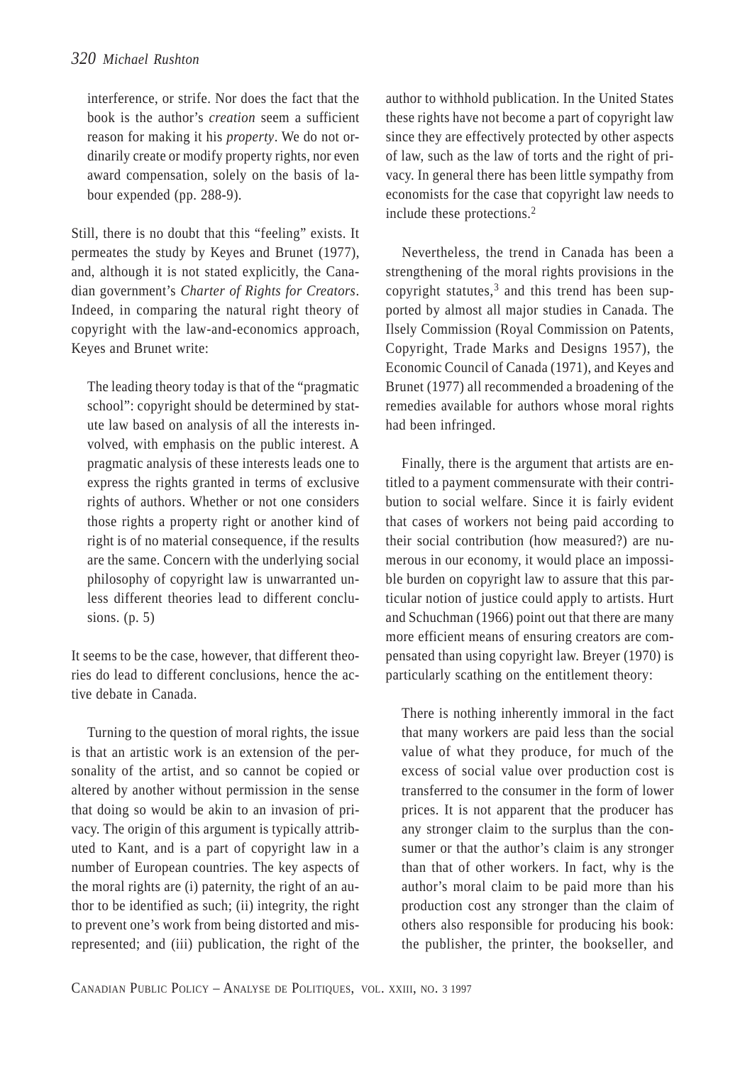interference, or strife. Nor does the fact that the book is the author's *creation* seem a sufficient reason for making it his *property*. We do not ordinarily create or modify property rights, nor even award compensation, solely on the basis of labour expended (pp. 288-9).

Still, there is no doubt that this "feeling" exists. It permeates the study by Keyes and Brunet (1977), and, although it is not stated explicitly, the Canadian government's *Charter of Rights for Creators*. Indeed, in comparing the natural right theory of copyright with the law-and-economics approach, Keyes and Brunet write:

> The leading theory today is that of the "pragmatic school": copyright should be determined by statute law based on analysis of all the interests involved, with emphasis on the public interest. A pragmatic analysis of these interests leads one to express the rights granted in terms of exclusive rights of authors. Whether or not one considers those rights a property right or another kind of right is of no material consequence, if the results are the same. Concern with the underlying social philosophy of copyright law is unwarranted unless different theories lead to different conclusions. (p. 5)

It seems to be the case, however, that different theories do lead to different conclusions, hence the active debate in Canada.

Turning to the question of moral rights, the issue is that an artistic work is an extension of the personality of the artist, and so cannot be copied or altered by another without permission in the sense that doing so would be akin to an invasion of privacy. The origin of this argument is typically attributed to Kant, and is a part of copyright law in a number of European countries. The key aspects of the moral rights are (i) paternity, the right of an author to be identified as such; (ii) integrity, the right to prevent one's work from being distorted and misrepresented; and (iii) publication, the right of the author to withhold publication. In the United States these rights have not become a part of copyright law since they are effectively protected by other aspects of law, such as the law of torts and the right of privacy. In general there has been little sympathy from economists for the case that copyright law needs to include these protections.[2]

Nevertheless, the trend in Canada has been a strengthening of the moral rights provisions in the copyright statutes,[3] and this trend has been supported by almost all major studies in Canada. The Ilsely Commission (Royal Commission on Patents, Copyright, Trade Marks and Designs 1957), the Economic Council of Canada (1971), and Keyes and Brunet (1977) all recommended a broadening of the remedies available for authors whose moral rights had been infringed.

Finally, there is the argument that artists are entitled to a payment commensurate with their contribution to social welfare. Since it is fairly evident that cases of workers not being paid according to their social contribution (how measured?) are numerous in our economy, it would place an impossible burden on copyright law to assure that this particular notion of justice could apply to artists. Hurt and Schuchman (1966) point out that there are many more efficient means of ensuring creators are compensated than using copyright law. Breyer (1970) is particularly scathing on the entitlement theory:

> There is nothing inherently immoral in the fact that many workers are paid less than the social value of what they produce, for much of the excess of social value over production cost is transferred to the consumer in the form of lower prices. It is not apparent that the producer has any stronger claim to the surplus than the consumer or that the author's claim is any stronger than that of other workers. In fact, why is the author's moral claim to be paid more than his production cost any stronger than the claim of others also responsible for producing his book: the publisher, the printer, the bookseller, and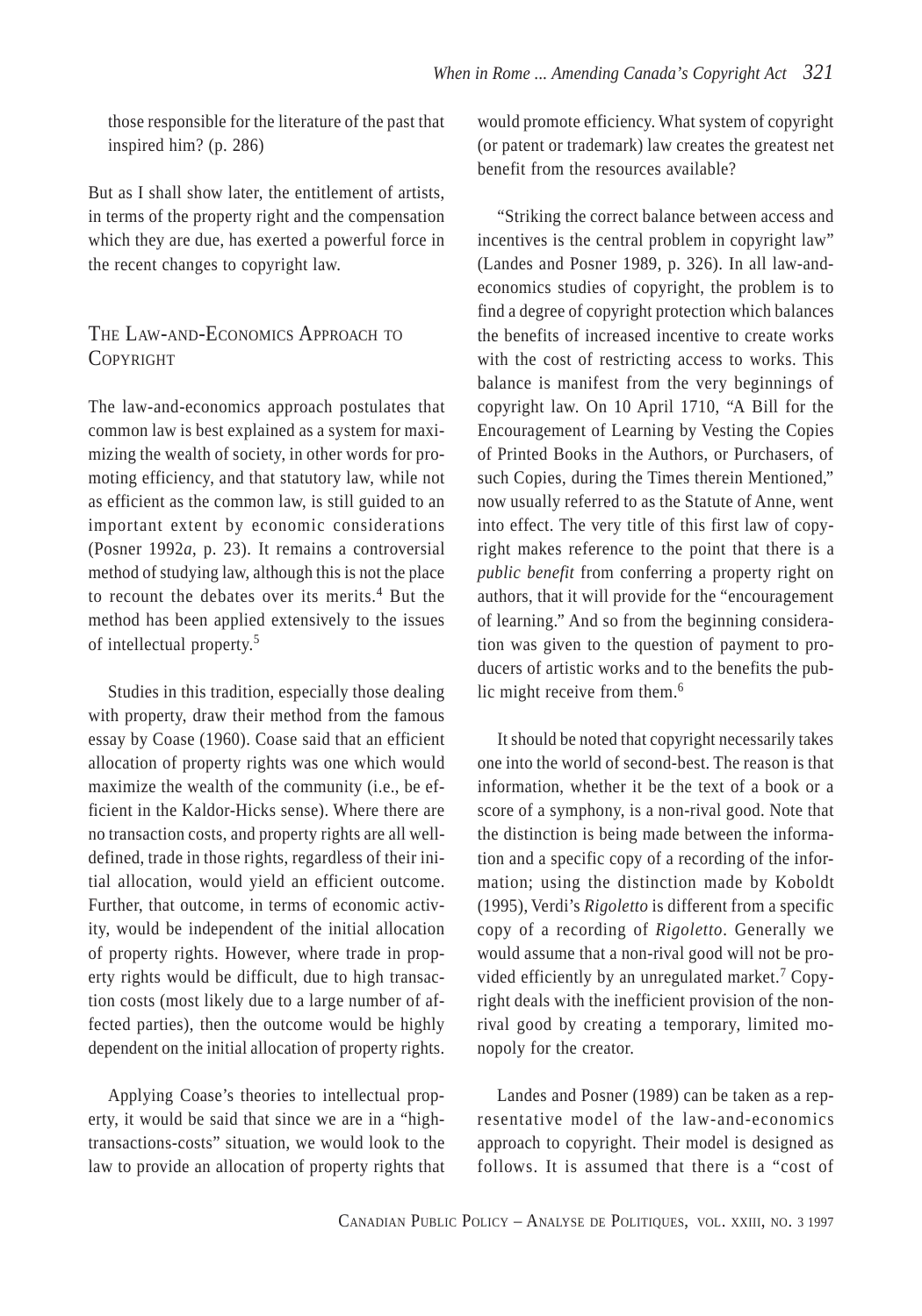those responsible for the literature of the past that inspired him? (p. 286)

But as I shall show later, the entitlement of artists, in terms of the property right and the compensation which they are due, has exerted a powerful force in the recent changes to copyright law.

## The Law-and-Economics Approach to Copyright

The law-and-economics approach postulates that common law is best explained as a system for maximizing the wealth of society, in other words for promoting efficiency, and that statutory law, while not as efficient as the common law, is still guided to an important extent by economic considerations (Posner 1992*a*, p. 23). It remains a controversial method of studying law, although this is not the place to recount the debates over its merits.[4] But the method has been applied extensively to the issues of intellectual property.[5]

Studies in this tradition, especially those dealing with property, draw their method from the famous essay by Coase (1960). Coase said that an efficient allocation of property rights was one which would maximize the wealth of the community (i.e., be efficient in the Kaldor-Hicks sense). Where there are no transaction costs, and property rights are all well-defined, trade in those rights, regardless of their initial allocation, would yield an efficient outcome. Further, that outcome, in terms of economic activity, would be independent of the initial allocation of property rights. However, where trade in property rights would be difficult, due to high transaction costs (most likely due to a large number of affected parties), then the outcome would be highly dependent on the initial allocation of property rights.

Applying Coase's theories to intellectual property, it would be said that since we are in a "high-transactions-costs" situation, we would look to the law to provide an allocation of property rights that would promote efficiency. What system of copyright (or patent or trademark) law creates the greatest net benefit from the resources available?

"Striking the correct balance between access and incentives is the central problem in copyright law" (Landes and Posner 1989, p. 326). In all law-and-economics studies of copyright, the problem is to find a degree of copyright protection which balances the benefits of increased incentive to create works with the cost of restricting access to works. This balance is manifest from the very beginnings of copyright law. On 10 April 1710, "A Bill for the Encouragement of Learning by Vesting the Copies of Printed Books in the Authors, or Purchasers, of such Copies, during the Times therein Mentioned," now usually referred to as the Statute of Anne, went into effect. The very title of this first law of copyright makes reference to the point that there is a *public benefit* from conferring a property right on authors, that it will provide for the "encouragement of learning." And so from the beginning consideration was given to the question of payment to producers of artistic works and to the benefits the public might receive from them.[6]

It should be noted that copyright necessarily takes one into the world of second-best. The reason is that information, whether it be the text of a book or a score of a symphony, is a non-rival good. Note that the distinction is being made between the information and a specific copy of a recording of the information; using the distinction made by Koboldt (1995), Verdi's *Rigoletto* is different from a specific copy of a recording of *Rigoletto*. Generally we would assume that a non-rival good will not be provided efficiently by an unregulated market.[7] Copyright deals with the inefficient provision of the non-rival good by creating a temporary, limited monopoly for the creator.

Landes and Posner (1989) can be taken as a representative model of the law-and-economics approach to copyright. Their model is designed as follows. It is assumed that there is a "cost of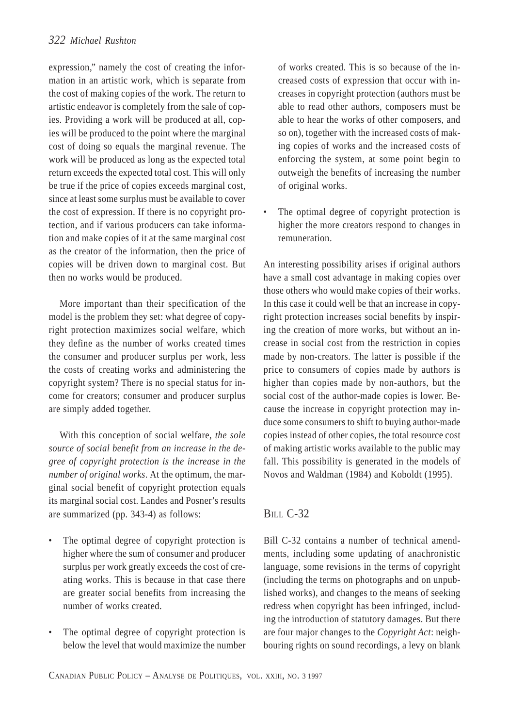expression," namely the cost of creating the information in an artistic work, which is separate from the cost of making copies of the work. The return to artistic endeavor is completely from the sale of copies. Providing a work will be produced at all, copies will be produced to the point where the marginal cost of doing so equals the marginal revenue. The work will be produced as long as the expected total return exceeds the expected total cost. This will only be true if the price of copies exceeds marginal cost, since at least some surplus must be available to cover the cost of expression. If there is no copyright protection, and if various producers can take information and make copies of it at the same marginal cost as the creator of the information, then the price of copies will be driven down to marginal cost. But then no works would be produced.

More important than their specification of the model is the problem they set: what degree of copyright protection maximizes social welfare, which they define as the number of works created times the consumer and producer surplus per work, less the costs of creating works and administering the copyright system? There is no special status for income for creators; consumer and producer surplus are simply added together.

With this conception of social welfare, *the sole source of social benefit from an increase in the degree of copyright protection is the increase in the number of original works*. At the optimum, the marginal social benefit of copyright protection equals its marginal social cost. Landes and Posner's results are summarized (pp. 343-4) as follows:

- The optimal degree of copyright protection is higher where the sum of consumer and producer surplus per work greatly exceeds the cost of creating works. This is because in that case there are greater social benefits from increasing the number of works created.
- The optimal degree of copyright protection is below the level that would maximize the number of works created. This is so because of the increased costs of expression that occur with increases in copyright protection (authors must be able to read other authors, composers must be able to hear the works of other composers, and so on), together with the increased costs of making copies of works and the increased costs of enforcing the system, at some point begin to outweigh the benefits of increasing the number of original works.
- The optimal degree of copyright protection is higher the more creators respond to changes in remuneration.

An interesting possibility arises if original authors have a small cost advantage in making copies over those others who would make copies of their works. In this case it could well be that an increase in copyright protection increases social benefits by inspiring the creation of more works, but without an increase in social cost from the restriction in copies made by non-creators. The latter is possible if the price to consumers of copies made by authors is higher than copies made by non-authors, but the social cost of the author-made copies is lower. Because the increase in copyright protection may induce some consumers to shift to buying author-made copies instead of other copies, the total resource cost of making artistic works available to the public may fall. This possibility is generated in the models of Novos and Waldman (1984) and Koboldt (1995).

## Bill C-32

Bill C-32 contains a number of technical amendments, including some updating of anachronistic language, some revisions in the terms of copyright (including the terms on photographs and on unpublished works), and changes to the means of seeking redress when copyright has been infringed, including the introduction of statutory damages. But there are four major changes to the *Copyright Act*: neighbouring rights on sound recordings, a levy on blank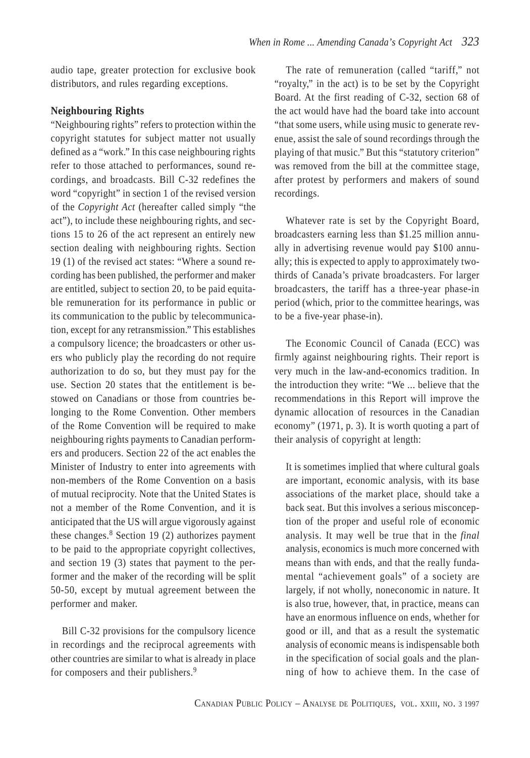audio tape, greater protection for exclusive book distributors, and rules regarding exceptions.

## Neighbouring Rights

"Neighbouring rights" refers to protection within the copyright statutes for subject matter not usually defined as a "work." In this case neighbouring rights refer to those attached to performances, sound recordings, and broadcasts. Bill C-32 redefines the word "copyright" in section 1 of the revised version of the *Copyright Act* (hereafter called simply "the act"), to include these neighbouring rights, and sections 15 to 26 of the act represent an entirely new section dealing with neighbouring rights. Section 19 (1) of the revised act states: "Where a sound recording has been published, the performer and maker are entitled, subject to section 20, to be paid equitable remuneration for its performance in public or its communication to the public by telecommunication, except for any retransmission." This establishes a compulsory licence; the broadcasters or other users who publicly play the recording do not require authorization to do so, but they must pay for the use. Section 20 states that the entitlement is bestowed on Canadians or those from countries belonging to the Rome Convention. Other members of the Rome Convention will be required to make neighbouring rights payments to Canadian performers and producers. Section 22 of the act enables the Minister of Industry to enter into agreements with non-members of the Rome Convention on a basis of mutual reciprocity. Note that the United States is not a member of the Rome Convention, and it is anticipated that the US will argue vigorously against these changes.[8] Section 19 (2) authorizes payment to be paid to the appropriate copyright collectives, and section 19 (3) states that payment to the performer and the maker of the recording will be split 50-50, except by mutual agreement between the performer and maker.

Bill C-32 provisions for the compulsory licence in recordings and the reciprocal agreements with other countries are similar to what is already in place for composers and their publishers.[9]

The rate of remuneration (called "tariff," not "royalty," in the act) is to be set by the Copyright Board. At the first reading of C-32, section 68 of the act would have had the board take into account "that some users, while using music to generate revenue, assist the sale of sound recordings through the playing of that music." But this "statutory criterion" was removed from the bill at the committee stage, after protest by performers and makers of sound recordings.

Whatever rate is set by the Copyright Board, broadcasters earning less than $1.25 million annually in advertising revenue would pay $100 annually; this is expected to apply to approximately two-thirds of Canada's private broadcasters. For larger broadcasters, the tariff has a three-year phase-in period (which, prior to the committee hearings, was to be a five-year phase-in).

The Economic Council of Canada (ECC) was firmly against neighbouring rights. Their report is very much in the law-and-economics tradition. In the introduction they write: "We ... believe that the recommendations in this Report will improve the dynamic allocation of resources in the Canadian economy" (1971, p. 3). It is worth quoting a part of their analysis of copyright at length:

> It is sometimes implied that where cultural goals are important, economic analysis, with its base associations of the market place, should take a back seat. But this involves a serious misconception of the proper and useful role of economic analysis. It may well be true that in the *final* analysis, economics is much more concerned with means than with ends, and that the really fundamental "achievement goals" of a society are largely, if not wholly, noneconomic in nature. It is also true, however, that, in practice, means can have an enormous influence on ends, whether for good or ill, and that as a result the systematic analysis of economic means is indispensable both in the specification of social goals and the planning of how to achieve them. In the case of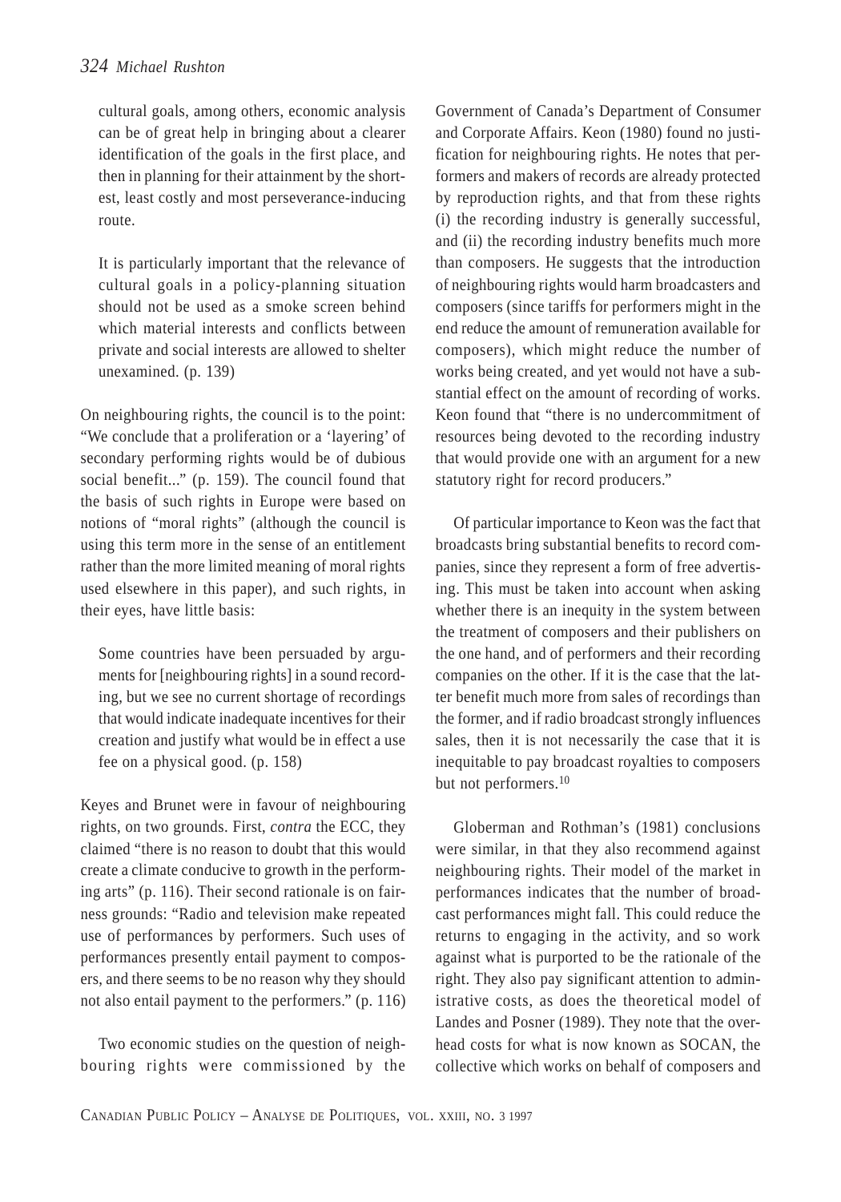cultural goals, among others, economic analysis can be of great help in bringing about a clearer identification of the goals in the first place, and then in planning for their attainment by the shortest, least costly and most perseverance-inducing route.

> It is particularly important that the relevance of cultural goals in a policy-planning situation should not be used as a smoke screen behind which material interests and conflicts between private and social interests are allowed to shelter unexamined. (p. 139)

On neighbouring rights, the council is to the point: "We conclude that a proliferation or a 'layering' of secondary performing rights would be of dubious social benefit..." (p. 159). The council found that the basis of such rights in Europe were based on notions of "moral rights" (although the council is using this term more in the sense of an entitlement rather than the more limited meaning of moral rights used elsewhere in this paper), and such rights, in their eyes, have little basis:

> Some countries have been persuaded by arguments for [neighbouring rights] in a sound recording, but we see no current shortage of recordings that would indicate inadequate incentives for their creation and justify what would be in effect a use fee on a physical good. (p. 158)

Keyes and Brunet were in favour of neighbouring rights, on two grounds. First, *contra* the ECC, they claimed "there is no reason to doubt that this would create a climate conducive to growth in the performing arts" (p. 116). Their second rationale is on fairness grounds: "Radio and television make repeated use of performances by performers. Such uses of performances presently entail payment to composers, and there seems to be no reason why they should not also entail payment to the performers." (p. 116)

Two economic studies on the question of neighbouring rights were commissioned by the Government of Canada's Department of Consumer and Corporate Affairs. Keon (1980) found no justification for neighbouring rights. He notes that performers and makers of records are already protected by reproduction rights, and that from these rights (i) the recording industry is generally successful, and (ii) the recording industry benefits much more than composers. He suggests that the introduction of neighbouring rights would harm broadcasters and composers (since tariffs for performers might in the end reduce the amount of remuneration available for composers), which might reduce the number of works being created, and yet would not have a substantial effect on the amount of recording of works. Keon found that "there is no undercommitment of resources being devoted to the recording industry that would provide one with an argument for a new statutory right for record producers."

Of particular importance to Keon was the fact that broadcasts bring substantial benefits to record companies, since they represent a form of free advertising. This must be taken into account when asking whether there is an inequity in the system between the treatment of composers and their publishers on the one hand, and of performers and their recording companies on the other. If it is the case that the latter benefit much more from sales of recordings than the former, and if radio broadcast strongly influences sales, then it is not necessarily the case that it is inequitable to pay broadcast royalties to composers but not performers.[10]

Globerman and Rothman's (1981) conclusions were similar, in that they also recommend against neighbouring rights. Their model of the market in performances indicates that the number of broadcast performances might fall. This could reduce the returns to engaging in the activity, and so work against what is purported to be the rationale of the right. They also pay significant attention to administrative costs, as does the theoretical model of Landes and Posner (1989). They note that the overhead costs for what is now known as SOCAN, the collective which works on behalf of composers and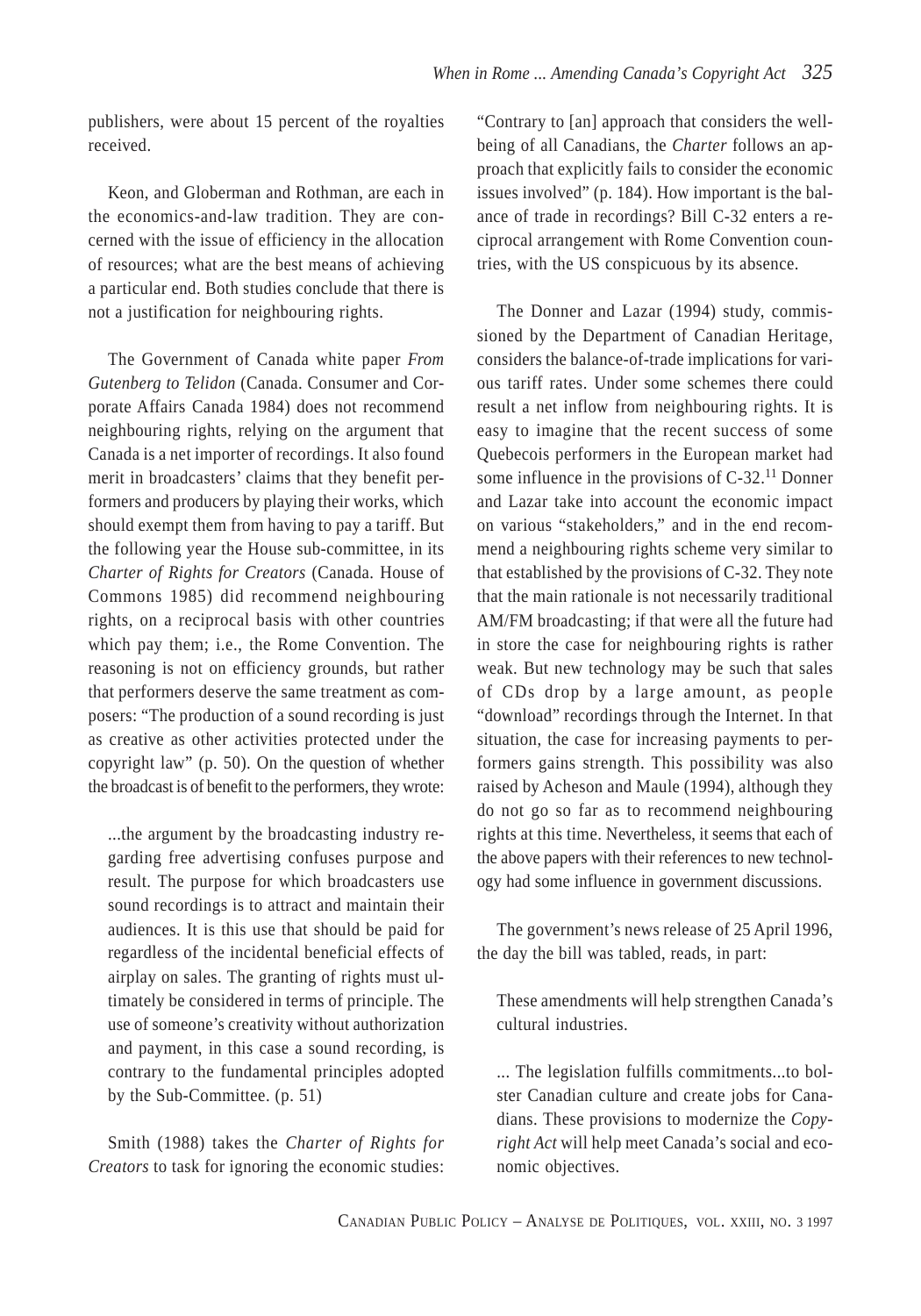publishers, were about 15 percent of the royalties received.

Keon, and Globerman and Rothman, are each in the economics-and-law tradition. They are concerned with the issue of efficiency in the allocation of resources; what are the best means of achieving a particular end. Both studies conclude that there is not a justification for neighbouring rights.

The Government of Canada white paper *From Gutenberg to Telidon* (Canada. Consumer and Corporate Affairs Canada 1984) does not recommend neighbouring rights, relying on the argument that Canada is a net importer of recordings. It also found merit in broadcasters' claims that they benefit performers and producers by playing their works, which should exempt them from having to pay a tariff. But the following year the House sub-committee, in its *Charter of Rights for Creators* (Canada. House of Commons 1985) did recommend neighbouring rights, on a reciprocal basis with other countries which pay them; i.e., the Rome Convention. The reasoning is not on efficiency grounds, but rather that performers deserve the same treatment as composers: "The production of a sound recording is just as creative as other activities protected under the copyright law" (p. 50). On the question of whether the broadcast is of benefit to the performers, they wrote:

> ...the argument by the broadcasting industry regarding free advertising confuses purpose and result. The purpose for which broadcasters use sound recordings is to attract and maintain their audiences. It is this use that should be paid for regardless of the incidental beneficial effects of airplay on sales. The granting of rights must ultimately be considered in terms of principle. The use of someone's creativity without authorization and payment, in this case a sound recording, is contrary to the fundamental principles adopted by the Sub-Committee. (p. 51)

Smith (1988) takes the *Charter of Rights for Creators* to task for ignoring the economic studies: "Contrary to [an] approach that considers the well-being of all Canadians, the *Charter* follows an approach that explicitly fails to consider the economic issues involved" (p. 184). How important is the balance of trade in recordings? Bill C-32 enters a reciprocal arrangement with Rome Convention countries, with the US conspicuous by its absence.

The Donner and Lazar (1994) study, commissioned by the Department of Canadian Heritage, considers the balance-of-trade implications for various tariff rates. Under some schemes there could result a net inflow from neighbouring rights. It is easy to imagine that the recent success of some Quebecois performers in the European market had some influence in the provisions of C-32.[11] Donner and Lazar take into account the economic impact on various "stakeholders," and in the end recommend a neighbouring rights scheme very similar to that established by the provisions of C-32. They note that the main rationale is not necessarily traditional AM/FM broadcasting; if that were all the future had in store the case for neighbouring rights is rather weak. But new technology may be such that sales of CDs drop by a large amount, as people "download" recordings through the Internet. In that situation, the case for increasing payments to performers gains strength. This possibility was also raised by Acheson and Maule (1994), although they do not go so far as to recommend neighbouring rights at this time. Nevertheless, it seems that each of the above papers with their references to new technology had some influence in government discussions.

The government's news release of 25 April 1996, the day the bill was tabled, reads, in part:

> These amendments will help strengthen Canada's cultural industries.
>
> ... The legislation fulfills commitments...to bolster Canadian culture and create jobs for Canadians. These provisions to modernize the *Copyright Act* will help meet Canada's social and economic objectives.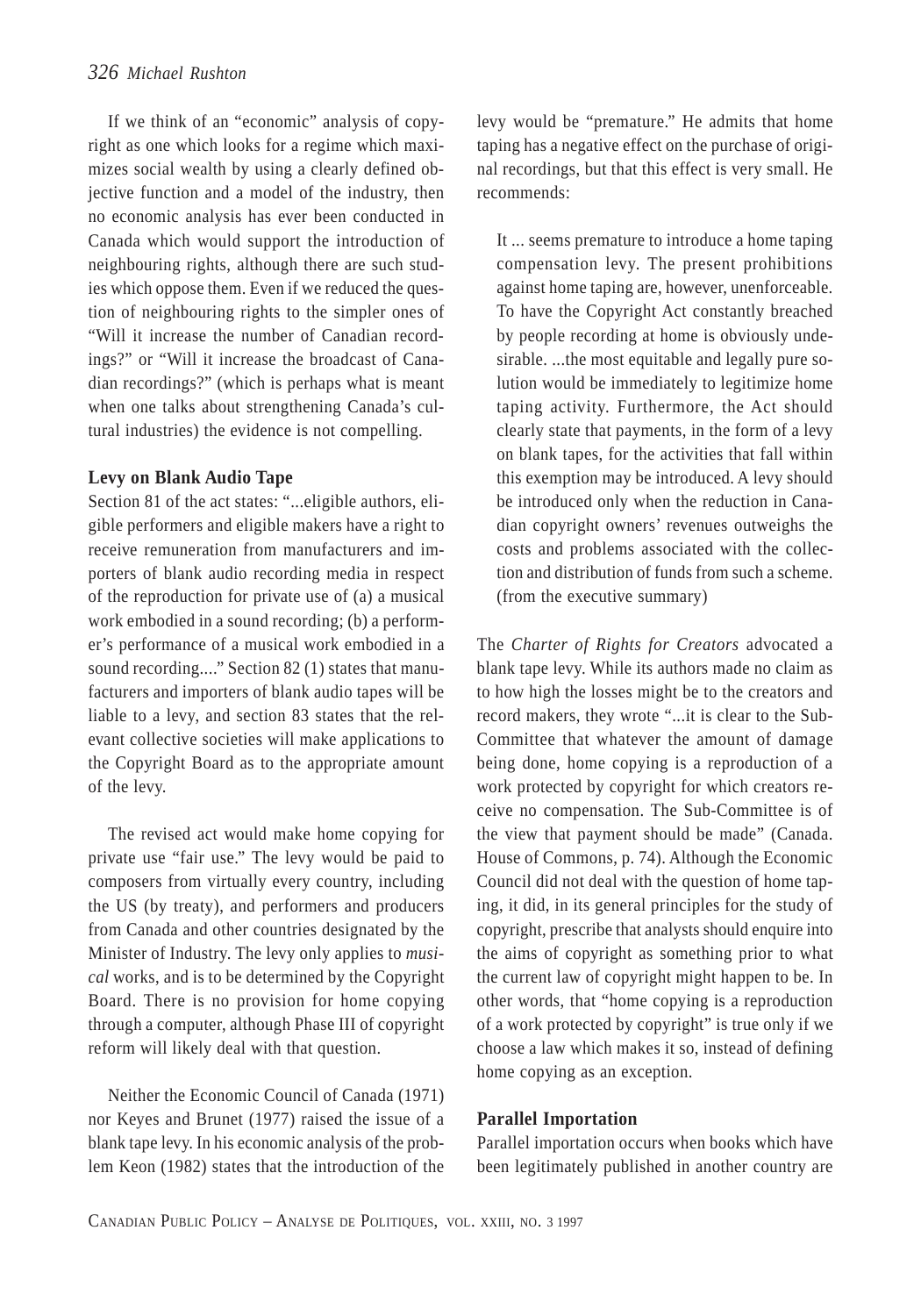If we think of an "economic" analysis of copyright as one which looks for a regime which maximizes social wealth by using a clearly defined objective function and a model of the industry, then no economic analysis has ever been conducted in Canada which would support the introduction of neighbouring rights, although there are such studies which oppose them. Even if we reduced the question of neighbouring rights to the simpler ones of "Will it increase the number of Canadian recordings?" or "Will it increase the broadcast of Canadian recordings?" (which is perhaps what is meant when one talks about strengthening Canada's cultural industries) the evidence is not compelling.

**Levy on Blank Audio Tape**

Section 81 of the act states: "...eligible authors, eligible performers and eligible makers have a right to receive remuneration from manufacturers and importers of blank audio recording media in respect of the reproduction for private use of (a) a musical work embodied in a sound recording; (b) a performer's performance of a musical work embodied in a sound recording...." Section 82 (1) states that manufacturers and importers of blank audio tapes will be liable to a levy, and section 83 states that the relevant collective societies will make applications to the Copyright Board as to the appropriate amount of the levy.

The revised act would make home copying for private use "fair use." The levy would be paid to composers from virtually every country, including the US (by treaty), and performers and producers from Canada and other countries designated by the Minister of Industry. The levy only applies to *musical* works, and is to be determined by the Copyright Board. There is no provision for home copying through a computer, although Phase III of copyright reform will likely deal with that question.

Neither the Economic Council of Canada (1971) nor Keyes and Brunet (1977) raised the issue of a blank tape levy. In his economic analysis of the problem Keon (1982) states that the introduction of the levy would be "premature." He admits that home taping has a negative effect on the purchase of original recordings, but that this effect is very small. He recommends:

> It ... seems premature to introduce a home taping compensation levy. The present prohibitions against home taping are, however, unenforceable. To have the Copyright Act constantly breached by people recording at home is obviously undesirable. ...the most equitable and legally pure solution would be immediately to legitimize home taping activity. Furthermore, the Act should clearly state that payments, in the form of a levy on blank tapes, for the activities that fall within this exemption may be introduced. A levy should be introduced only when the reduction in Canadian copyright owners' revenues outweighs the costs and problems associated with the collection and distribution of funds from such a scheme. (from the executive summary)

The *Charter of Rights for Creators* advocated a blank tape levy. While its authors made no claim as to how high the losses might be to the creators and record makers, they wrote "...it is clear to the Sub-Committee that whatever the amount of damage being done, home copying is a reproduction of a work protected by copyright for which creators receive no compensation. The Sub-Committee is of the view that payment should be made" (Canada. House of Commons, p. 74). Although the Economic Council did not deal with the question of home taping, it did, in its general principles for the study of copyright, prescribe that analysts should enquire into the aims of copyright as something prior to what the current law of copyright might happen to be. In other words, that "home copying is a reproduction of a work protected by copyright" is true only if we choose a law which makes it so, instead of defining home copying as an exception.

**Parallel Importation**

Parallel importation occurs when books which have been legitimately published in another country are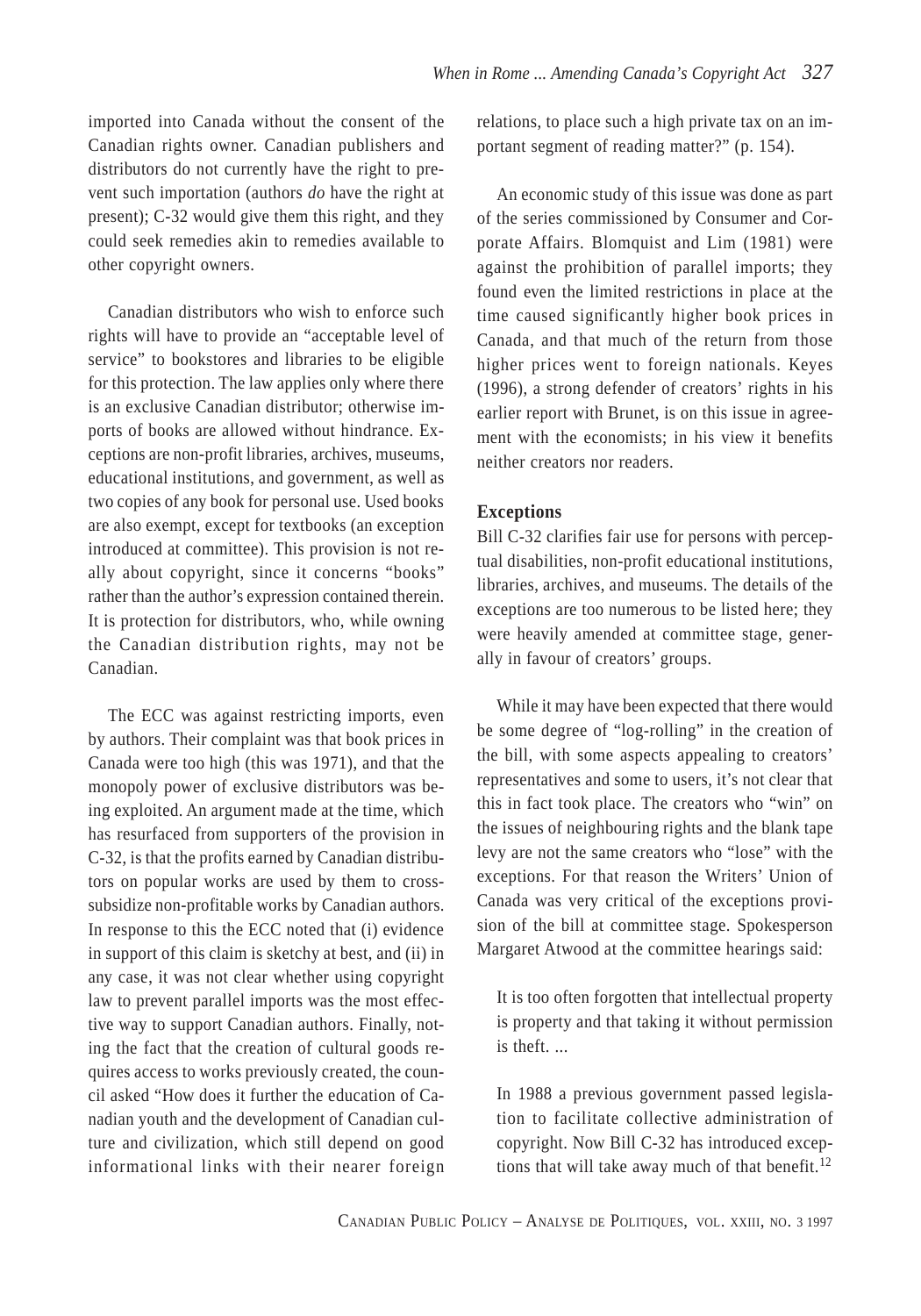imported into Canada without the consent of the Canadian rights owner. Canadian publishers and distributors do not currently have the right to prevent such importation (authors *do* have the right at present); C-32 would give them this right, and they could seek remedies akin to remedies available to other copyright owners.

Canadian distributors who wish to enforce such rights will have to provide an "acceptable level of service" to bookstores and libraries to be eligible for this protection. The law applies only where there is an exclusive Canadian distributor; otherwise imports of books are allowed without hindrance. Exceptions are non-profit libraries, archives, museums, educational institutions, and government, as well as two copies of any book for personal use. Used books are also exempt, except for textbooks (an exception introduced at committee). This provision is not really about copyright, since it concerns "books" rather than the author's expression contained therein. It is protection for distributors, who, while owning the Canadian distribution rights, may not be Canadian.

The ECC was against restricting imports, even by authors. Their complaint was that book prices in Canada were too high (this was 1971), and that the monopoly power of exclusive distributors was being exploited. An argument made at the time, which has resurfaced from supporters of the provision in C-32, is that the profits earned by Canadian distributors on popular works are used by them to cross-subsidize non-profitable works by Canadian authors. In response to this the ECC noted that (i) evidence in support of this claim is sketchy at best, and (ii) in any case, it was not clear whether using copyright law to prevent parallel imports was the most effective way to support Canadian authors. Finally, noting the fact that the creation of cultural goods requires access to works previously created, the council asked "How does it further the education of Canadian youth and the development of Canadian culture and civilization, which still depend on good informational links with their nearer foreign relations, to place such a high private tax on an important segment of reading matter?" (p. 154).

An economic study of this issue was done as part of the series commissioned by Consumer and Corporate Affairs. Blomquist and Lim (1981) were against the prohibition of parallel imports; they found even the limited restrictions in place at the time caused significantly higher book prices in Canada, and that much of the return from those higher prices went to foreign nationals. Keyes (1996), a strong defender of creators' rights in his earlier report with Brunet, is on this issue in agreement with the economists; in his view it benefits neither creators nor readers.

### Exceptions

Bill C-32 clarifies fair use for persons with perceptual disabilities, non-profit educational institutions, libraries, archives, and museums. The details of the exceptions are too numerous to be listed here; they were heavily amended at committee stage, generally in favour of creators' groups.

While it may have been expected that there would be some degree of "log-rolling" in the creation of the bill, with some aspects appealing to creators' representatives and some to users, it's not clear that this in fact took place. The creators who "win" on the issues of neighbouring rights and the blank tape levy are not the same creators who "lose" with the exceptions. For that reason the Writers' Union of Canada was very critical of the exceptions provision of the bill at committee stage. Spokesperson Margaret Atwood at the committee hearings said:

> It is too often forgotten that intellectual property is property and that taking it without permission is theft. ...
>
> In 1988 a previous government passed legislation to facilitate collective administration of copyright. Now Bill C-32 has introduced exceptions that will take away much of that benefit.[12]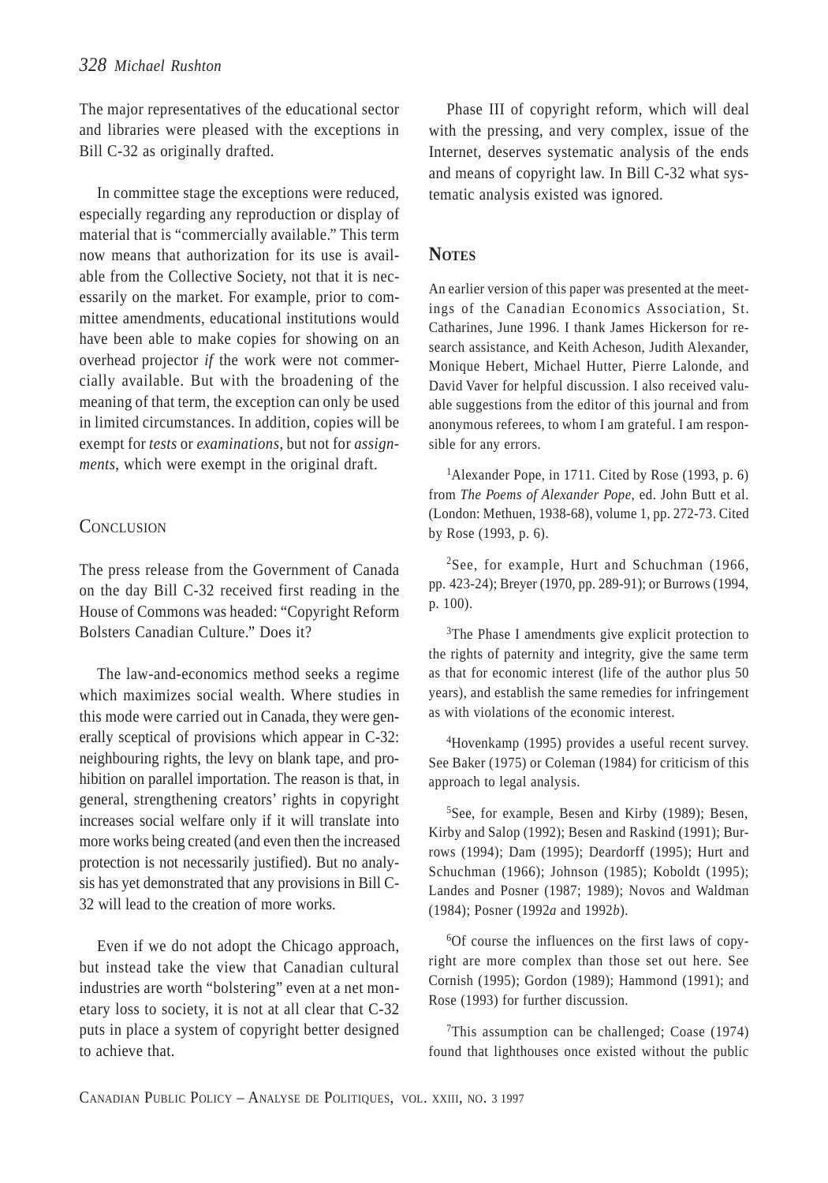The major representatives of the educational sector and libraries were pleased with the exceptions in Bill C-32 as originally drafted.

In committee stage the exceptions were reduced, especially regarding any reproduction or display of material that is "commercially available." This term now means that authorization for its use is available from the Collective Society, not that it is necessarily on the market. For example, prior to committee amendments, educational institutions would have been able to make copies for showing on an overhead projector *if* the work were not commercially available. But with the broadening of the meaning of that term, the exception can only be used in limited circumstances. In addition, copies will be exempt for *tests* or *examinations*, but not for *assignments*, which were exempt in the original draft.

## Conclusion

The press release from the Government of Canada on the day Bill C-32 received first reading in the House of Commons was headed: "Copyright Reform Bolsters Canadian Culture." Does it?

The law-and-economics method seeks a regime which maximizes social wealth. Where studies in this mode were carried out in Canada, they were generally sceptical of provisions which appear in C-32: neighbouring rights, the levy on blank tape, and prohibition on parallel importation. The reason is that, in general, strengthening creators' rights in copyright increases social welfare only if it will translate into more works being created (and even then the increased protection is not necessarily justified). But no analysis has yet demonstrated that any provisions in Bill C-32 will lead to the creation of more works.

Even if we do not adopt the Chicago approach, but instead take the view that Canadian cultural industries are worth "bolstering" even at a net monetary loss to society, it is not at all clear that C-32 puts in place a system of copyright better designed to achieve that.

Phase III of copyright reform, which will deal with the pressing, and very complex, issue of the Internet, deserves systematic analysis of the ends and means of copyright law. In Bill C-32 what systematic analysis existed was ignored.

## Notes

An earlier version of this paper was presented at the meetings of the Canadian Economics Association, St. Catharines, June 1996. I thank James Hickerson for research assistance, and Keith Acheson, Judith Alexander, Monique Hebert, Michael Hutter, Pierre Lalonde, and David Vaver for helpful discussion. I also received valuable suggestions from the editor of this journal and from anonymous referees, to whom I am grateful. I am responsible for any errors.

[1]Alexander Pope, in 1711. Cited by Rose (1993, p. 6) from *The Poems of Alexander Pope*, ed. John Butt et al. (London: Methuen, 1938-68), volume 1, pp. 272-73. Cited by Rose (1993, p. 6).

[2]See, for example, Hurt and Schuchman (1966, pp. 423-24); Breyer (1970, pp. 289-91); or Burrows (1994, p. 100).

[3]The Phase I amendments give explicit protection to the rights of paternity and integrity, give the same term as that for economic interest (life of the author plus 50 years), and establish the same remedies for infringement as with violations of the economic interest.

[4]Hovenkamp (1995) provides a useful recent survey. See Baker (1975) or Coleman (1984) for criticism of this approach to legal analysis.

[5]See, for example, Besen and Kirby (1989); Besen, Kirby and Salop (1992); Besen and Raskind (1991); Burrows (1994); Dam (1995); Deardorff (1995); Hurt and Schuchman (1966); Johnson (1985); Koboldt (1995); Landes and Posner (1987; 1989); Novos and Waldman (1984); Posner (1992*a* and 1992*b*).

[6]Of course the influences on the first laws of copyright are more complex than those set out here. See Cornish (1995); Gordon (1989); Hammond (1991); and Rose (1993) for further discussion.

[7]This assumption can be challenged; Coase (1974) found that lighthouses once existed without the public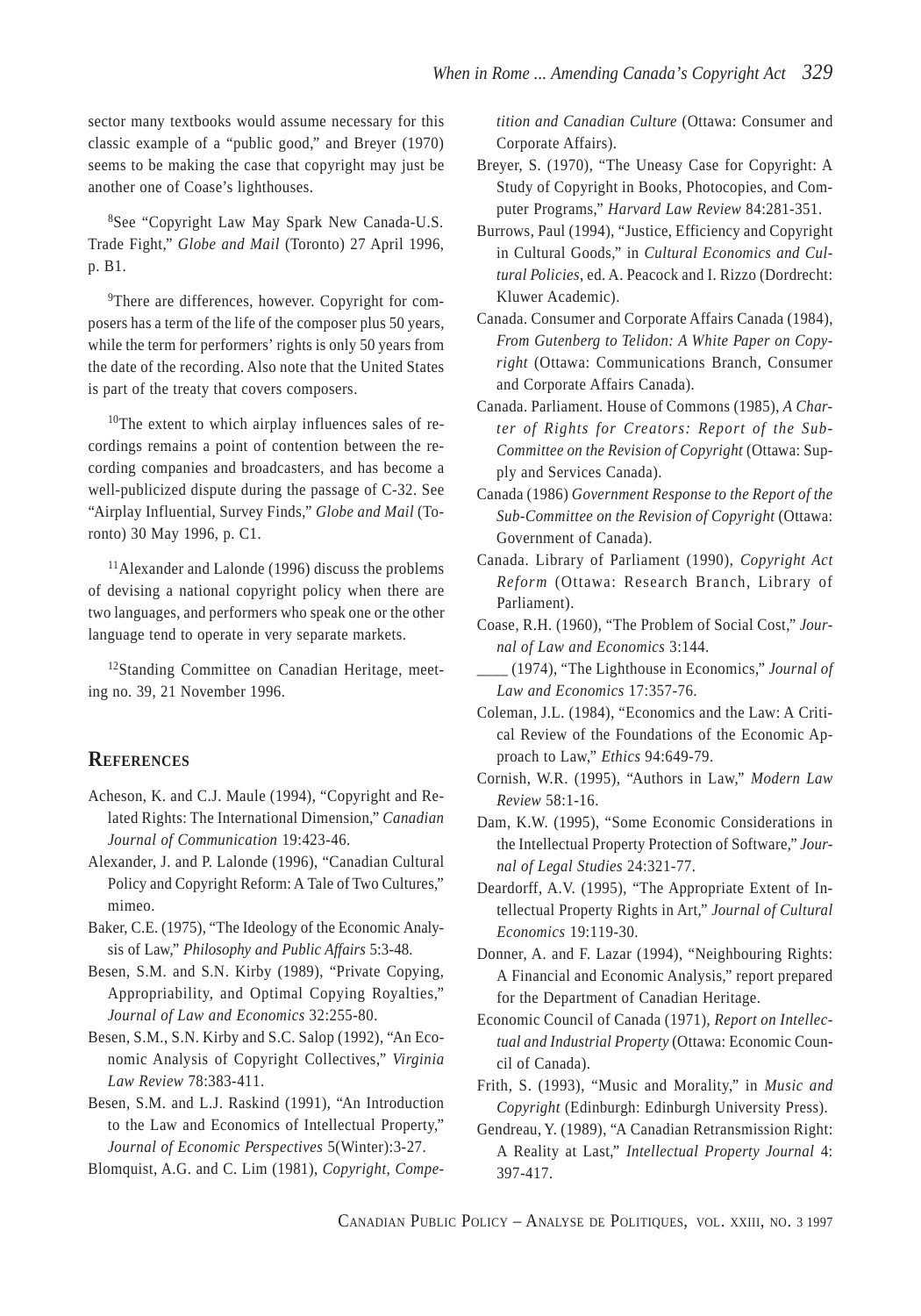sector many textbooks would assume necessary for this classic example of a "public good," and Breyer (1970) seems to be making the case that copyright may just be another one of Coase's lighthouses.

[8]See "Copyright Law May Spark New Canada-U.S. Trade Fight," *Globe and Mail* (Toronto) 27 April 1996, p. B1.

[9]There are differences, however. Copyright for composers has a term of the life of the composer plus 50 years, while the term for performers' rights is only 50 years from the date of the recording. Also note that the United States is part of the treaty that covers composers.

[10]The extent to which airplay influences sales of recordings remains a point of contention between the recording companies and broadcasters, and has become a well-publicized dispute during the passage of C-32. See "Airplay Influential, Survey Finds," *Globe and Mail* (Toronto) 30 May 1996, p. C1.

[11]Alexander and Lalonde (1996) discuss the problems of devising a national copyright policy when there are two languages, and performers who speak one or the other language tend to operate in very separate markets.

[12]Standing Committee on Canadian Heritage, meeting no. 39, 21 November 1996.

## References

Acheson, K. and C.J. Maule (1994), "Copyright and Related Rights: The International Dimension," *Canadian Journal of Communication* 19:423-46.

Alexander, J. and P. Lalonde (1996), "Canadian Cultural Policy and Copyright Reform: A Tale of Two Cultures," mimeo.

Baker, C.E. (1975), "The Ideology of the Economic Analysis of Law," *Philosophy and Public Affairs* 5:3-48.

Besen, S.M. and S.N. Kirby (1989), "Private Copying, Appropriability, and Optimal Copying Royalties," *Journal of Law and Economics* 32:255-80.

Besen, S.M., S.N. Kirby and S.C. Salop (1992), "An Economic Analysis of Copyright Collectives," *Virginia Law Review* 78:383-411.

Besen, S.M. and L.J. Raskind (1991), "An Introduction to the Law and Economics of Intellectual Property," *Journal of Economic Perspectives* 5(Winter):3-27.

Blomquist, A.G. and C. Lim (1981), *Copyright, Competition and Canadian Culture* (Ottawa: Consumer and Corporate Affairs).

Breyer, S. (1970), "The Uneasy Case for Copyright: A Study of Copyright in Books, Photocopies, and Computer Programs," *Harvard Law Review* 84:281-351.

Burrows, Paul (1994), "Justice, Efficiency and Copyright in Cultural Goods," in *Cultural Economics and Cultural Policies*, ed. A. Peacock and I. Rizzo (Dordrecht: Kluwer Academic).

Canada. Consumer and Corporate Affairs Canada (1984), *From Gutenberg to Telidon: A White Paper on Copyright* (Ottawa: Communications Branch, Consumer and Corporate Affairs Canada).

Canada. Parliament. House of Commons (1985), *A Charter of Rights for Creators: Report of the Sub-Committee on the Revision of Copyright* (Ottawa: Supply and Services Canada).

Canada (1986) *Government Response to the Report of the Sub-Committee on the Revision of Copyright* (Ottawa: Government of Canada).

Canada. Library of Parliament (1990), *Copyright Act Reform* (Ottawa: Research Branch, Library of Parliament).

Coase, R.H. (1960), "The Problem of Social Cost," *Journal of Law and Economics* 3:144.

____ (1974), "The Lighthouse in Economics," *Journal of Law and Economics* 17:357-76.

Coleman, J.L. (1984), "Economics and the Law: A Critical Review of the Foundations of the Economic Approach to Law," *Ethics* 94:649-79.

Cornish, W.R. (1995), "Authors in Law," *Modern Law Review* 58:1-16.

Dam, K.W. (1995), "Some Economic Considerations in the Intellectual Property Protection of Software," *Journal of Legal Studies* 24:321-77.

Deardorff, A.V. (1995), "The Appropriate Extent of Intellectual Property Rights in Art," *Journal of Cultural Economics* 19:119-30.

Donner, A. and F. Lazar (1994), "Neighbouring Rights: A Financial and Economic Analysis," report prepared for the Department of Canadian Heritage.

Economic Council of Canada (1971), *Report on Intellectual and Industrial Property* (Ottawa: Economic Council of Canada).

Frith, S. (1993), "Music and Morality," in *Music and Copyright* (Edinburgh: Edinburgh University Press).

Gendreau, Y. (1989), "A Canadian Retransmission Right: A Reality at Last," *Intellectual Property Journal* 4: 397-417.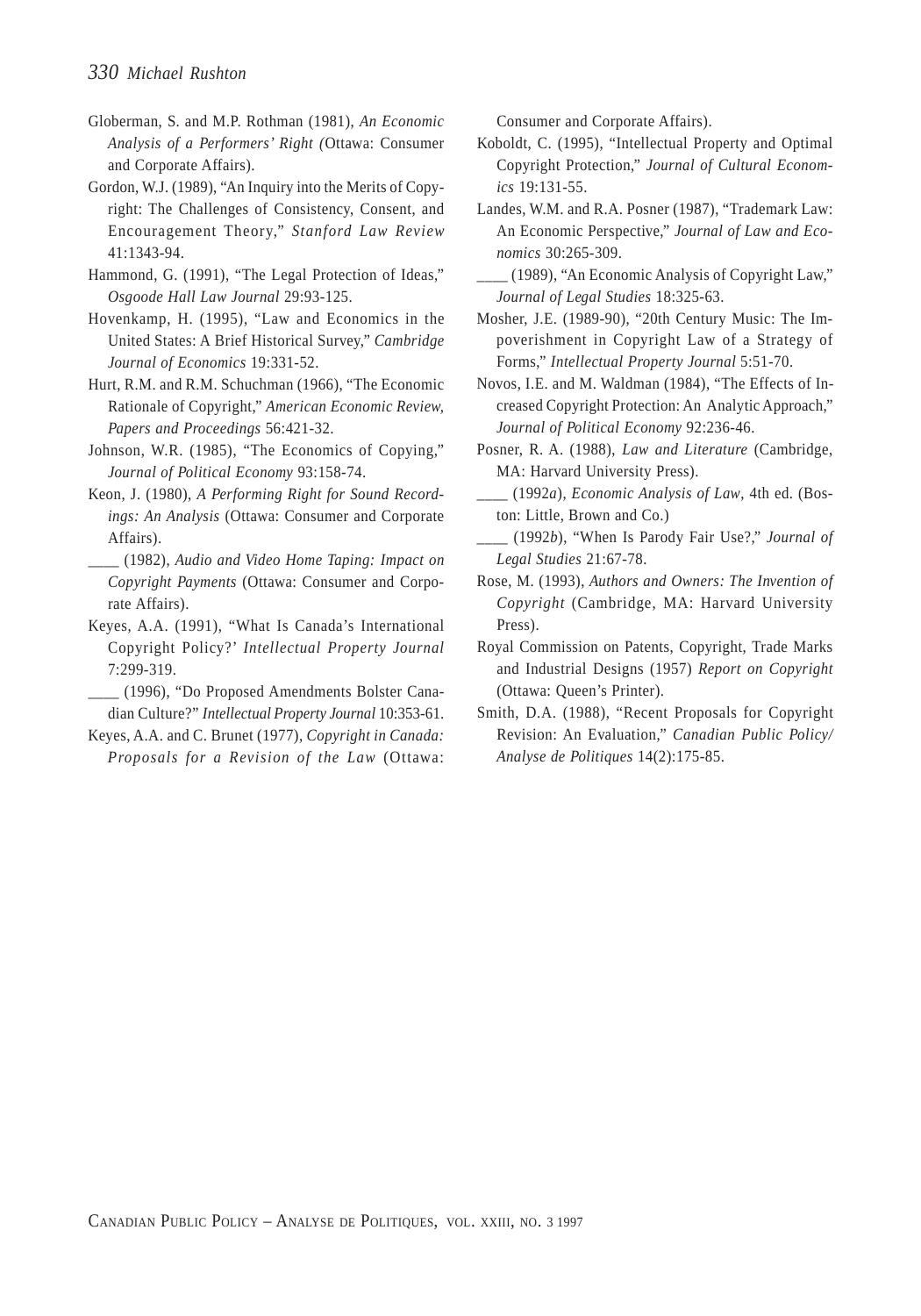Globerman, S. and M.P. Rothman (1981), *An Economic Analysis of a Performers' Right (*Ottawa: Consumer and Corporate Affairs).

Gordon, W.J. (1989), "An Inquiry into the Merits of Copyright: The Challenges of Consistency, Consent, and Encouragement Theory," *Stanford Law Review* 41:1343-94.

Hammond, G. (1991), "The Legal Protection of Ideas," *Osgoode Hall Law Journal* 29:93-125.

Hovenkamp, H. (1995), "Law and Economics in the United States: A Brief Historical Survey," *Cambridge Journal of Economics* 19:331-52.

Hurt, R.M. and R.M. Schuchman (1966), "The Economic Rationale of Copyright," *American Economic Review, Papers and Proceedings* 56:421-32.

Johnson, W.R. (1985), "The Economics of Copying," *Journal of Political Economy* 93:158-74.

Keon, J. (1980), *A Performing Right for Sound Recordings: An Analysis* (Ottawa: Consumer and Corporate Affairs).

____ (1982), *Audio and Video Home Taping: Impact on Copyright Payments* (Ottawa: Consumer and Corporate Affairs).

Keyes, A.A. (1991), "What Is Canada's International Copyright Policy?' *Intellectual Property Journal* 7:299-319.

____ (1996), "Do Proposed Amendments Bolster Canadian Culture?" *Intellectual Property Journal* 10:353-61.

Keyes, A.A. and C. Brunet (1977), *Copyright in Canada: Proposals for a Revision of the Law* (Ottawa: Consumer and Corporate Affairs).

Koboldt, C. (1995), "Intellectual Property and Optimal Copyright Protection," *Journal of Cultural Economics* 19:131-55.

Landes, W.M. and R.A. Posner (1987), "Trademark Law: An Economic Perspective," *Journal of Law and Economics* 30:265-309.

____ (1989), "An Economic Analysis of Copyright Law," *Journal of Legal Studies* 18:325-63.

Mosher, J.E. (1989-90), "20th Century Music: The Impoverishment in Copyright Law of a Strategy of Forms," *Intellectual Property Journal* 5:51-70.

Novos, I.E. and M. Waldman (1984), "The Effects of Increased Copyright Protection: An Analytic Approach," *Journal of Political Economy* 92:236-46.

Posner, R. A. (1988), *Law and Literature* (Cambridge, MA: Harvard University Press).

____ (1992*a*), *Economic Analysis of Law*, 4th ed. (Boston: Little, Brown and Co.)

____ (1992*b*), "When Is Parody Fair Use?," *Journal of Legal Studies* 21:67-78.

Rose, M. (1993), *Authors and Owners: The Invention of Copyright* (Cambridge, MA: Harvard University Press).

Royal Commission on Patents, Copyright, Trade Marks and Industrial Designs (1957) *Report on Copyright* (Ottawa: Queen's Printer).

Smith, D.A. (1988), "Recent Proposals for Copyright Revision: An Evaluation," *Canadian Public Policy/ Analyse de Politiques* 14(2):175-85.